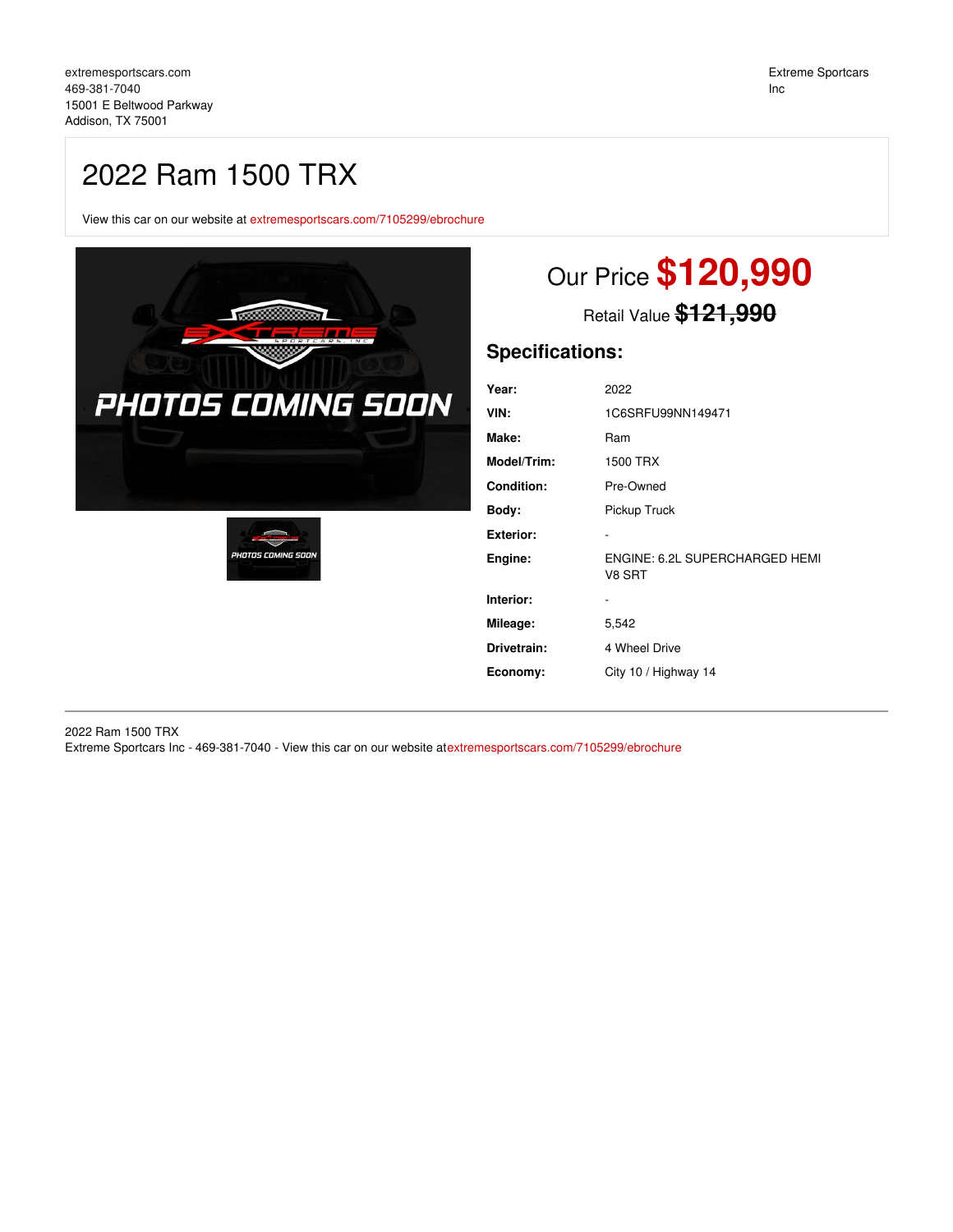extremesportscars.com
469-381-7040
15001 E Beltwood Parkway
Addison, TX 75001

Extreme Sportcars Inc

# 2022 Ram 1500 TRX

View this car on our website at extremesportscars.com/7105299/ebrochure

Our Price **$120,990**

Retail Value ~~$121,990~~

## Specifications:

| | |
|---|---|
| **Year:** | 2022 |
| **VIN:** | 1C6SRFU99NN149471 |
| **Make:** | Ram |
| **Model/Trim:** | 1500 TRX |
| **Condition:** | Pre-Owned |
| **Body:** | Pickup Truck |
| **Exterior:** | - |
| **Engine:** | ENGINE: 6.2L SUPERCHARGED HEMI V8 SRT |
| **Interior:** | - |
| **Mileage:** | 5,542 |
| **Drivetrain:** | 4 Wheel Drive |
| **Economy:** | City 10 / Highway 14 |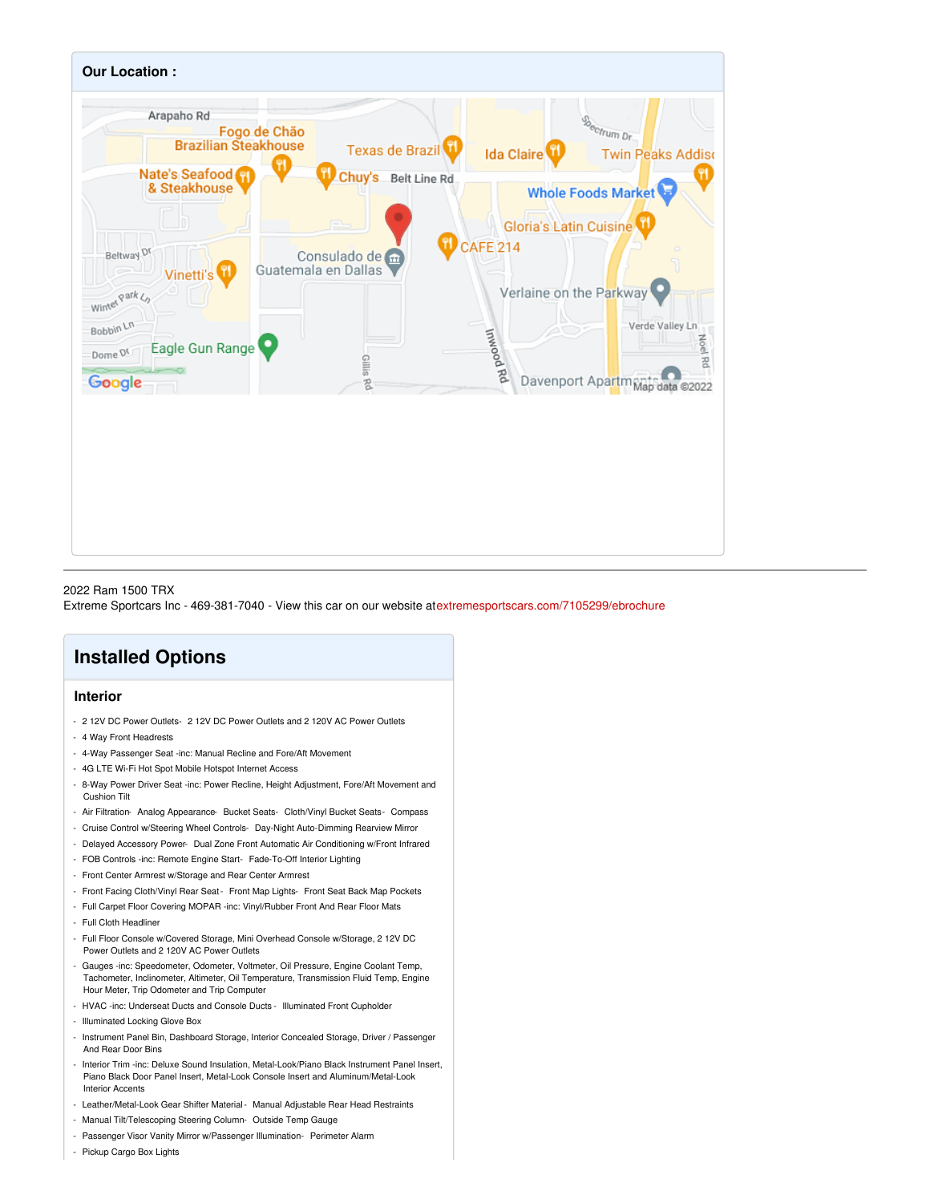## Our Location :

Arapaho Rd
Fogo de Chão Brazilian Steakhouse
Texas de Brazil
Ida Claire
Spectrum Dr
Twin Peaks Addiso
Nate's Seafood & Steakhouse
Chuy's
Belt Line Rd
Whole Foods Market
Gloria's Latin Cuisine
Beltway Dr
CAFE 214
Consulado de Guatemala en Dallas
Vinetti's
Winter Park Ln
Verlaine on the Parkway
Bobbin Ln
Verde Valley Ln
Dome Dr
Eagle Gun Range
Gillis Rd
Inwood Rd
Noel Rd
Davenport Apartments
Google
Map data ©2022

2022 Ram 1500 TRX
Extreme Sportcars Inc - 469-381-7040 - View this car on our website atextremesportscars.com/7105299/ebrochure

## Installed Options

### Interior

- 2 12V DC Power Outlets- 2 12V DC Power Outlets and 2 120V AC Power Outlets
- 4 Way Front Headrests
- 4-Way Passenger Seat -inc: Manual Recline and Fore/Aft Movement
- 4G LTE Wi-Fi Hot Spot Mobile Hotspot Internet Access
- 8-Way Power Driver Seat -inc: Power Recline, Height Adjustment, Fore/Aft Movement and Cushion Tilt
- Air Filtration- Analog Appearance- Bucket Seats- Cloth/Vinyl Bucket Seats- Compass
- Cruise Control w/Steering Wheel Controls- Day-Night Auto-Dimming Rearview Mirror
- Delayed Accessory Power- Dual Zone Front Automatic Air Conditioning w/Front Infrared
- FOB Controls -inc: Remote Engine Start- Fade-To-Off Interior Lighting
- Front Center Armrest w/Storage and Rear Center Armrest
- Front Facing Cloth/Vinyl Rear Seat - Front Map Lights- Front Seat Back Map Pockets
- Full Carpet Floor Covering MOPAR -inc: Vinyl/Rubber Front And Rear Floor Mats
- Full Cloth Headliner
- Full Floor Console w/Covered Storage, Mini Overhead Console w/Storage, 2 12V DC Power Outlets and 2 120V AC Power Outlets
- Gauges -inc: Speedometer, Odometer, Voltmeter, Oil Pressure, Engine Coolant Temp, Tachometer, Inclinometer, Altimeter, Oil Temperature, Transmission Fluid Temp, Engine Hour Meter, Trip Odometer and Trip Computer
- HVAC -inc: Underseat Ducts and Console Ducts - Illuminated Front Cupholder
- Illuminated Locking Glove Box
- Instrument Panel Bin, Dashboard Storage, Interior Concealed Storage, Driver / Passenger And Rear Door Bins
- Interior Trim -inc: Deluxe Sound Insulation, Metal-Look/Piano Black Instrument Panel Insert, Piano Black Door Panel Insert, Metal-Look Console Insert and Aluminum/Metal-Look Interior Accents
- Leather/Metal-Look Gear Shifter Material - Manual Adjustable Rear Head Restraints
- Manual Tilt/Telescoping Steering Column- Outside Temp Gauge
- Passenger Visor Vanity Mirror w/Passenger Illumination- Perimeter Alarm
- Pickup Cargo Box Lights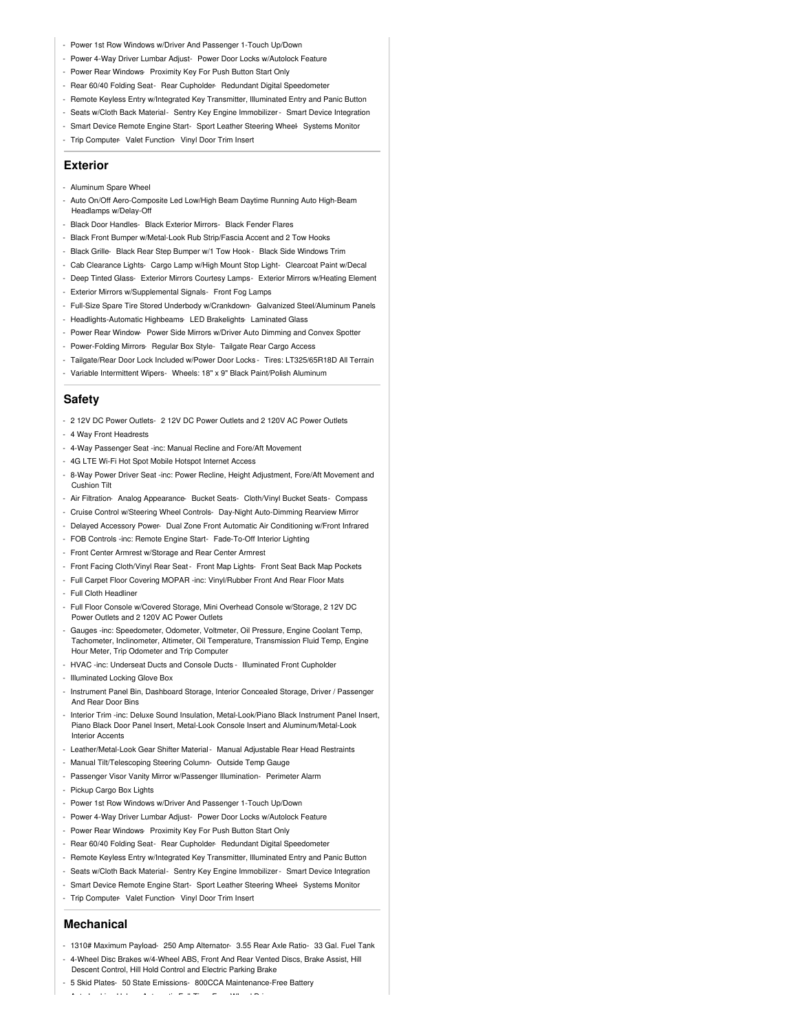- Power 1st Row Windows w/Driver And Passenger 1-Touch Up/Down
- Power 4-Way Driver Lumbar Adjust- Power Door Locks w/Autolock Feature
- Power Rear Windows- Proximity Key For Push Button Start Only
- Rear 60/40 Folding Seat- Rear Cupholder- Redundant Digital Speedometer
- Remote Keyless Entry w/Integrated Key Transmitter, Illuminated Entry and Panic Button
- Seats w/Cloth Back Material- Sentry Key Engine Immobilizer- Smart Device Integration
- Smart Device Remote Engine Start- Sport Leather Steering Wheel- Systems Monitor
- Trip Computer- Valet Function- Vinyl Door Trim Insert

## Exterior

- Aluminum Spare Wheel
- Auto On/Off Aero-Composite Led Low/High Beam Daytime Running Auto High-Beam Headlamps w/Delay-Off
- Black Door Handles- Black Exterior Mirrors- Black Fender Flares
- Black Front Bumper w/Metal-Look Rub Strip/Fascia Accent and 2 Tow Hooks
- Black Grille- Black Rear Step Bumper w/1 Tow Hook - Black Side Windows Trim
- Cab Clearance Lights- Cargo Lamp w/High Mount Stop Light- Clearcoat Paint w/Decal
- Deep Tinted Glass- Exterior Mirrors Courtesy Lamps- Exterior Mirrors w/Heating Element
- Exterior Mirrors w/Supplemental Signals- Front Fog Lamps
- Full-Size Spare Tire Stored Underbody w/Crankdown- Galvanized Steel/Aluminum Panels
- Headlights-Automatic Highbeams- LED Brakelights- Laminated Glass
- Power Rear Window- Power Side Mirrors w/Driver Auto Dimming and Convex Spotter
- Power-Folding Mirrors- Regular Box Style- Tailgate Rear Cargo Access
- Tailgate/Rear Door Lock Included w/Power Door Locks - Tires: LT325/65R18D All Terrain
- Variable Intermittent Wipers- Wheels: 18" x 9" Black Paint/Polish Aluminum

## Safety

- 2 12V DC Power Outlets- 2 12V DC Power Outlets and 2 120V AC Power Outlets
- 4 Way Front Headrests
- 4-Way Passenger Seat -inc: Manual Recline and Fore/Aft Movement
- 4G LTE Wi-Fi Hot Spot Mobile Hotspot Internet Access
- 8-Way Power Driver Seat -inc: Power Recline, Height Adjustment, Fore/Aft Movement and Cushion Tilt
- Air Filtration- Analog Appearance- Bucket Seats- Cloth/Vinyl Bucket Seats- Compass
- Cruise Control w/Steering Wheel Controls- Day-Night Auto-Dimming Rearview Mirror
- Delayed Accessory Power- Dual Zone Front Automatic Air Conditioning w/Front Infrared
- FOB Controls -inc: Remote Engine Start- Fade-To-Off Interior Lighting
- Front Center Armrest w/Storage and Rear Center Armrest
- Front Facing Cloth/Vinyl Rear Seat - Front Map Lights- Front Seat Back Map Pockets
- Full Carpet Floor Covering MOPAR -inc: Vinyl/Rubber Front And Rear Floor Mats
- Full Cloth Headliner
- Full Floor Console w/Covered Storage, Mini Overhead Console w/Storage, 2 12V DC Power Outlets and 2 120V AC Power Outlets
- Gauges -inc: Speedometer, Odometer, Voltmeter, Oil Pressure, Engine Coolant Temp, Tachometer, Inclinometer, Altimeter, Oil Temperature, Transmission Fluid Temp, Engine Hour Meter, Trip Odometer and Trip Computer
- HVAC -inc: Underseat Ducts and Console Ducts - Illuminated Front Cupholder
- Illuminated Locking Glove Box
- Instrument Panel Bin, Dashboard Storage, Interior Concealed Storage, Driver / Passenger And Rear Door Bins
- Interior Trim -inc: Deluxe Sound Insulation, Metal-Look/Piano Black Instrument Panel Insert, Piano Black Door Panel Insert, Metal-Look Console Insert and Aluminum/Metal-Look Interior Accents
- Leather/Metal-Look Gear Shifter Material - Manual Adjustable Rear Head Restraints
- Manual Tilt/Telescoping Steering Column- Outside Temp Gauge
- Passenger Visor Vanity Mirror w/Passenger Illumination- Perimeter Alarm
- Pickup Cargo Box Lights
- Power 1st Row Windows w/Driver And Passenger 1-Touch Up/Down
- Power 4-Way Driver Lumbar Adjust- Power Door Locks w/Autolock Feature
- Power Rear Windows- Proximity Key For Push Button Start Only
- Rear 60/40 Folding Seat- Rear Cupholder- Redundant Digital Speedometer
- Remote Keyless Entry w/Integrated Key Transmitter, Illuminated Entry and Panic Button
- Seats w/Cloth Back Material- Sentry Key Engine Immobilizer- Smart Device Integration
- Smart Device Remote Engine Start- Sport Leather Steering Wheel- Systems Monitor
- Trip Computer- Valet Function- Vinyl Door Trim Insert

## Mechanical

- 1310# Maximum Payload- 250 Amp Alternator- 3.55 Rear Axle Ratio- 33 Gal. Fuel Tank
- 4-Wheel Disc Brakes w/4-Wheel ABS, Front And Rear Vented Discs, Brake Assist, Hill Descent Control, Hill Hold Control and Electric Parking Brake
- 5 Skid Plates- 50 State Emissions- 800CCA Maintenance-Free Battery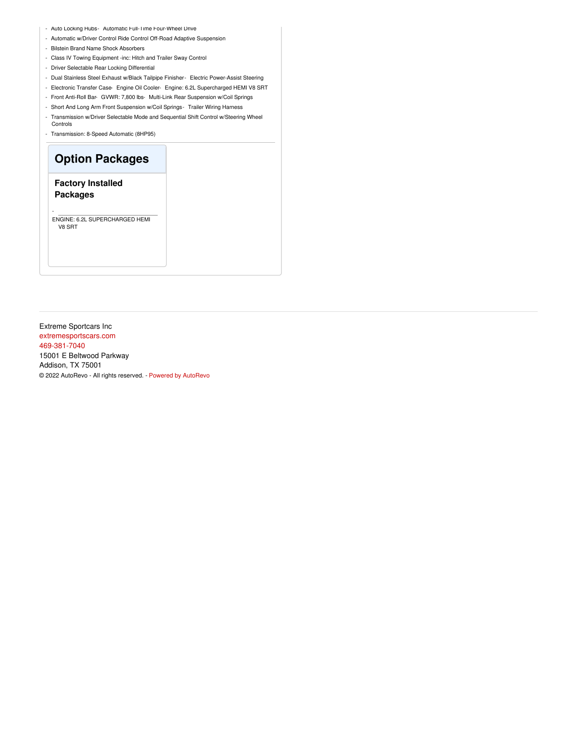- Auto Locking Hubs- Automatic Full-Time Four-Wheel Drive
- Automatic w/Driver Control Ride Control Off-Road Adaptive Suspension
- Bilstein Brand Name Shock Absorbers
- Class IV Towing Equipment -inc: Hitch and Trailer Sway Control
- Driver Selectable Rear Locking Differential
- Dual Stainless Steel Exhaust w/Black Tailpipe Finisher- Electric Power-Assist Steering
- Electronic Transfer Case- Engine Oil Cooler- Engine: 6.2L Supercharged HEMI V8 SRT
- Front Anti-Roll Bar- GVWR: 7,800 lbs- Multi-Link Rear Suspension w/Coil Springs
- Short And Long Arm Front Suspension w/Coil Springs- Trailer Wiring Harness
- Transmission w/Driver Selectable Mode and Sequential Shift Control w/Steering Wheel Controls
- Transmission: 8-Speed Automatic (8HP95)

## Option Packages

### Factory Installed Packages

- ENGINE: 6.2L SUPERCHARGED HEMI V8 SRT

Extreme Sportscars Inc
extremesportscars.com
469-381-7040
15001 E Beltwood Parkway
Addison, TX 75001
© 2022 AutoRevo - All rights reserved. - Powered by AutoRevo